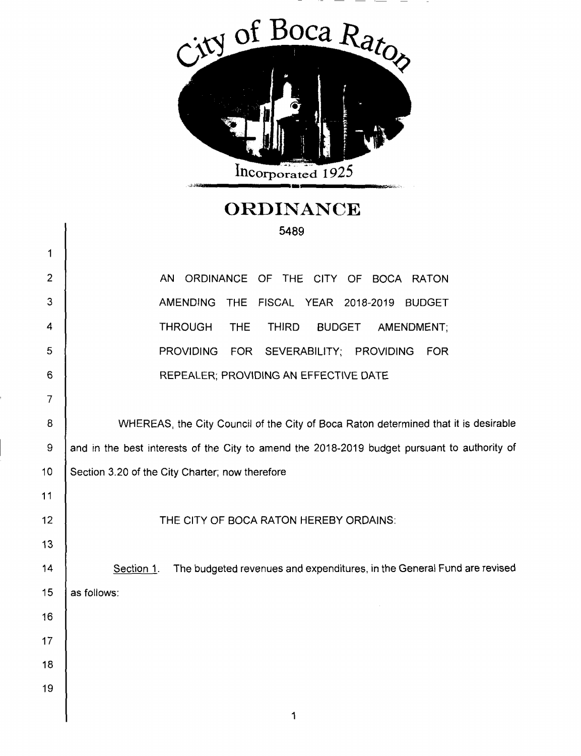City of Boca Raton

Incorporated 1925

# ORDINANCE

5489

AN ORDINANCE OF THE CITY OF BOCA RATON AMENDING THE FISCAL YEAR 2018-2019 BUDGET THROUGH THE THIRD BUDGET AMENDMENT; PROVIDING FOR SEVERABILITY; PROVIDING FOR REPEALER; PROVIDING AN EFFECTIVE DATE

WHEREAS, the City Council of the City of Boca Raton determined that it is desirable and in the best interests of the City to amend the 2018-2019 budget pursuant to authority of Section 3.20 of the City Charter; now therefore

THE CITY OF BOCA RATON HEREBY ORDAINS:

Section 1. The budgeted revenues and expenditures, in the General Fund are revised as follows: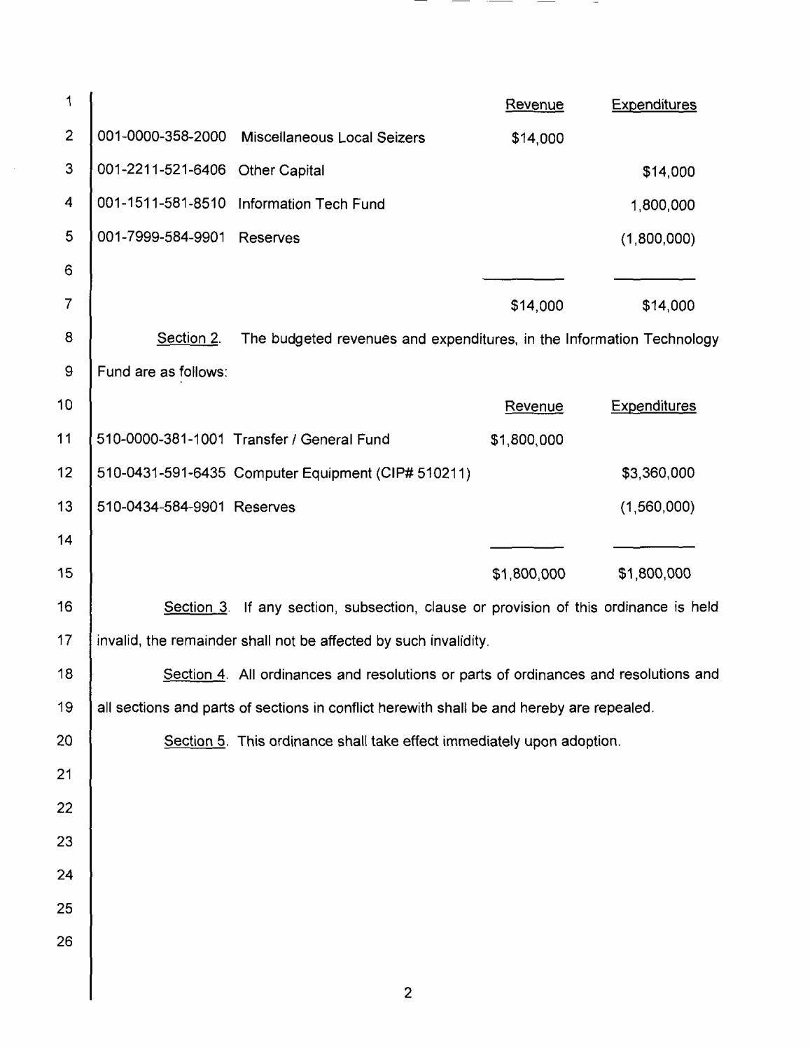| | | Revenue | Expenditures |
|---|---|---|---|
| 001-0000-358-2000 | Miscellaneous Local Seizers | $14,000 | |
| 001-2211-521-6406 | Other Capital | | $14,000 |
| 001-1511-581-8510 | Information Tech Fund | | 1,800,000 |
| 001-7999-584-9901 | Reserves | | (1,800,000) |
| | | $14,000 | $14,000 |

Section 2. The budgeted revenues and expenditures, in the Information Technology Fund are as follows:

| | | Revenue | Expenditures |
|---|---|---|---|
| 510-0000-381-1001 | Transfer / General Fund | $1,800,000 | |
| 510-0431-591-6435 | Computer Equipment (CIP# 510211) | | $3,360,000 |
| 510-0434-584-9901 | Reserves | | (1,560,000) |
| | | $1,800,000 | $1,800,000 |

Section 3. If any section, subsection, clause or provision of this ordinance is held invalid, the remainder shall not be affected by such invalidity.

Section 4. All ordinances and resolutions or parts of ordinances and resolutions and all sections and parts of sections in conflict herewith shall be and hereby are repealed.

Section 5. This ordinance shall take effect immediately upon adoption.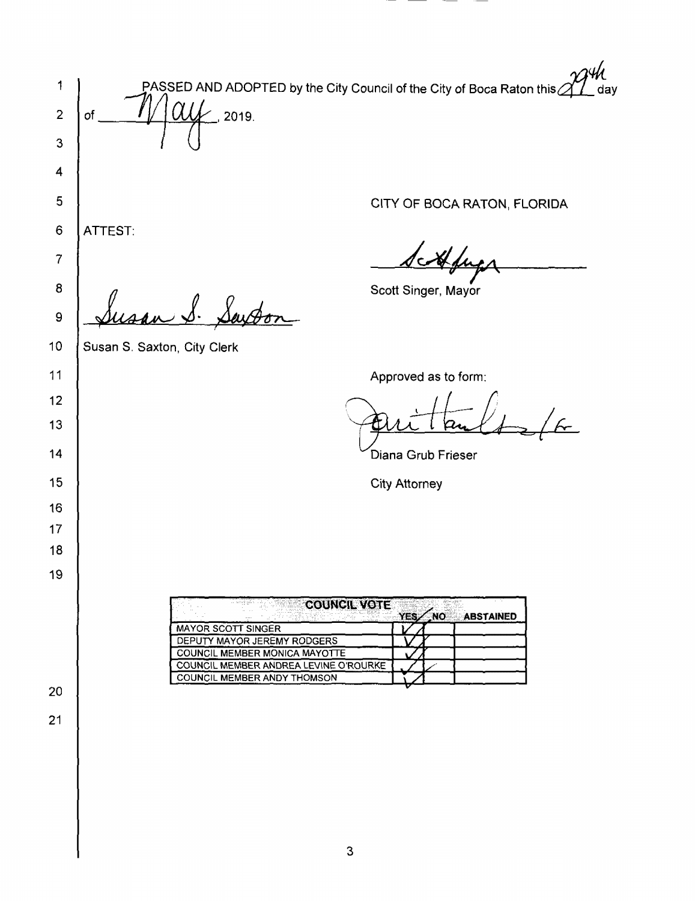PASSED AND ADOPTED by the City Council of the City of Boca Raton this 29th day of May, 2019.

CITY OF BOCA RATON, FLORIDA

ATTEST:

Scott Singer, Mayor

Susan S. Saxton, City Clerk

Approved as to form:

Diana Grub Frieser

City Attorney

| COUNCIL VOTE | YES | NO | ABSTAINED |
|---|---|---|---|
| MAYOR SCOTT SINGER | ✓ | | |
| DEPUTY MAYOR JEREMY RODGERS | ✓ | | |
| COUNCIL MEMBER MONICA MAYOTTE | ✓ | | |
| COUNCIL MEMBER ANDREA LEVINE O'ROURKE | ✓ | | |
| COUNCIL MEMBER ANDY THOMSON | ✓ | | |